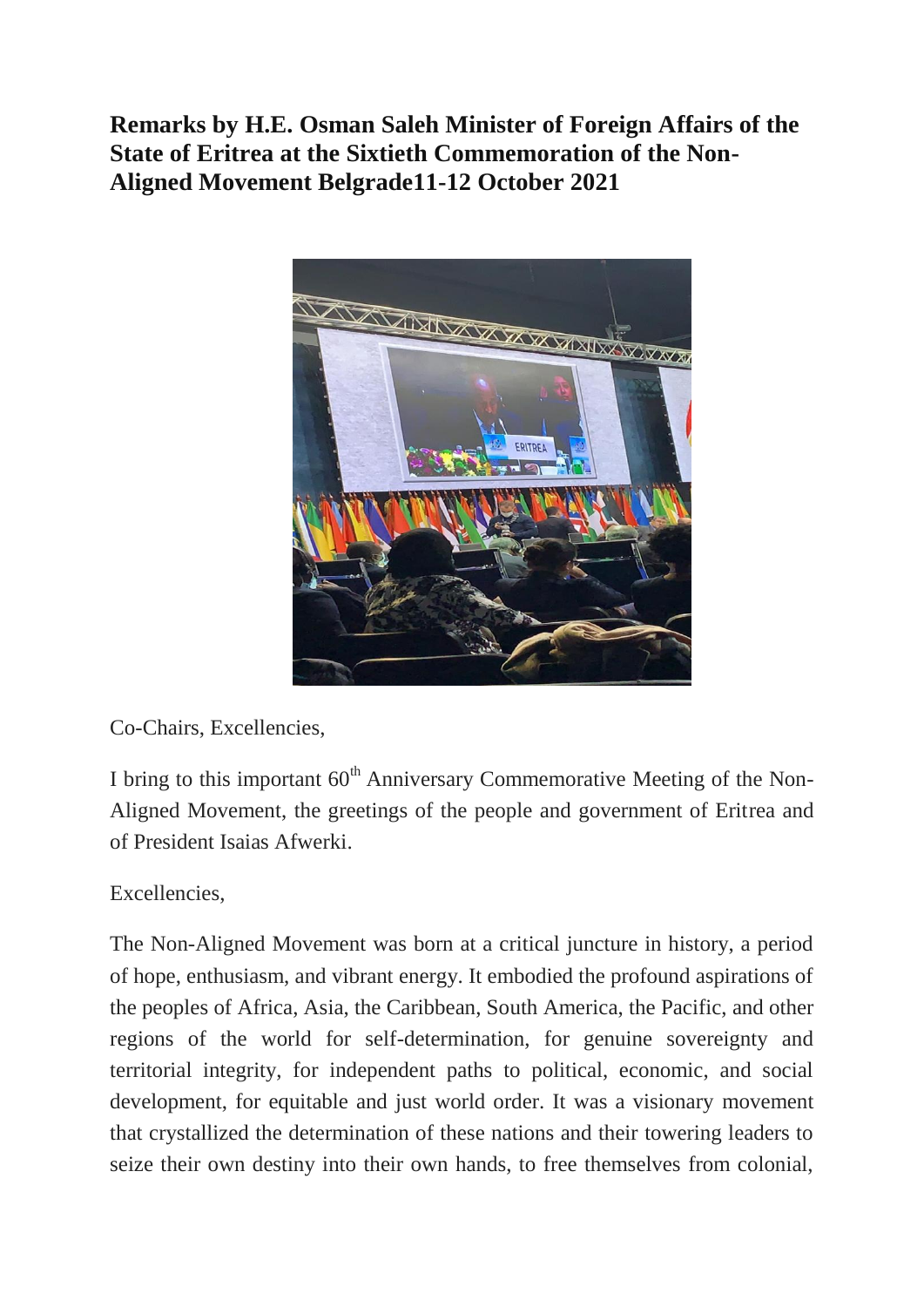# Remarks by H.E. Osman Saleh Minister of Foreign Affairs of the State of Eritrea at the Sixtieth Commemoration of the Non-Aligned Movement Belgrade11-12 October 2021

Co-Chairs, Excellencies,

I bring to this important 60th Anniversary Commemorative Meeting of the Non-Aligned Movement, the greetings of the people and government of Eritrea and of President Isaias Afwerki.

Excellencies,

The Non-Aligned Movement was born at a critical juncture in history, a period of hope, enthusiasm, and vibrant energy. It embodied the profound aspirations of the peoples of Africa, Asia, the Caribbean, South America, the Pacific, and other regions of the world for self-determination, for genuine sovereignty and territorial integrity, for independent paths to political, economic, and social development, for equitable and just world order. It was a visionary movement that crystallized the determination of these nations and their towering leaders to seize their own destiny into their own hands, to free themselves from colonial,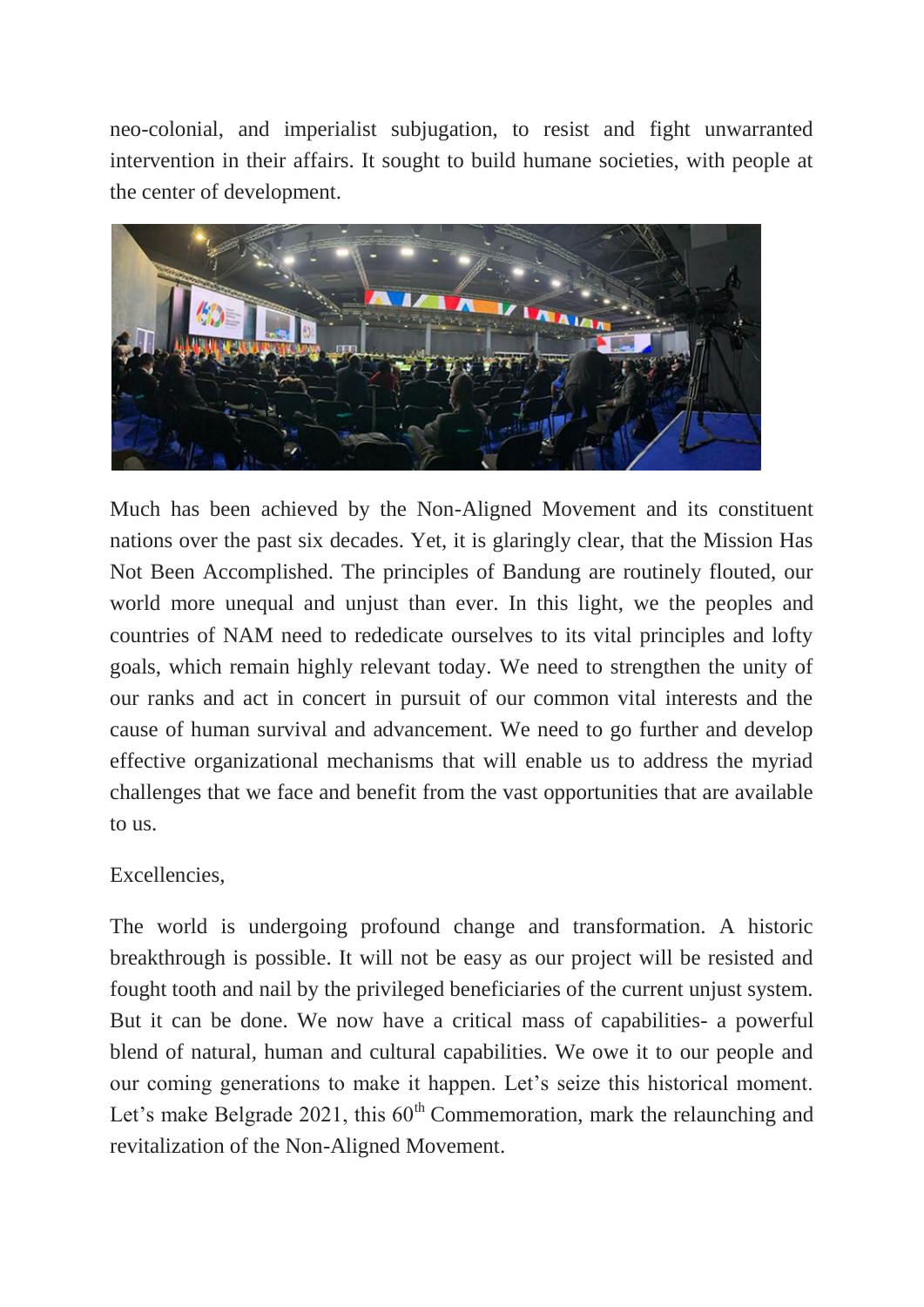neo-colonial, and imperialist subjugation, to resist and fight unwarranted intervention in their affairs. It sought to build humane societies, with people at the center of development.

Much has been achieved by the Non-Aligned Movement and its constituent nations over the past six decades. Yet, it is glaringly clear, that the Mission Has Not Been Accomplished. The principles of Bandung are routinely flouted, our world more unequal and unjust than ever. In this light, we the peoples and countries of NAM need to rededicate ourselves to its vital principles and lofty goals, which remain highly relevant today. We need to strengthen the unity of our ranks and act in concert in pursuit of our common vital interests and the cause of human survival and advancement. We need to go further and develop effective organizational mechanisms that will enable us to address the myriad challenges that we face and benefit from the vast opportunities that are available to us.

Excellencies,

The world is undergoing profound change and transformation. A historic breakthrough is possible. It will not be easy as our project will be resisted and fought tooth and nail by the privileged beneficiaries of the current unjust system. But it can be done. We now have a critical mass of capabilities- a powerful blend of natural, human and cultural capabilities. We owe it to our people and our coming generations to make it happen. Let's seize this historical moment. Let's make Belgrade 2021, this 60th Commemoration, mark the relaunching and revitalization of the Non-Aligned Movement.